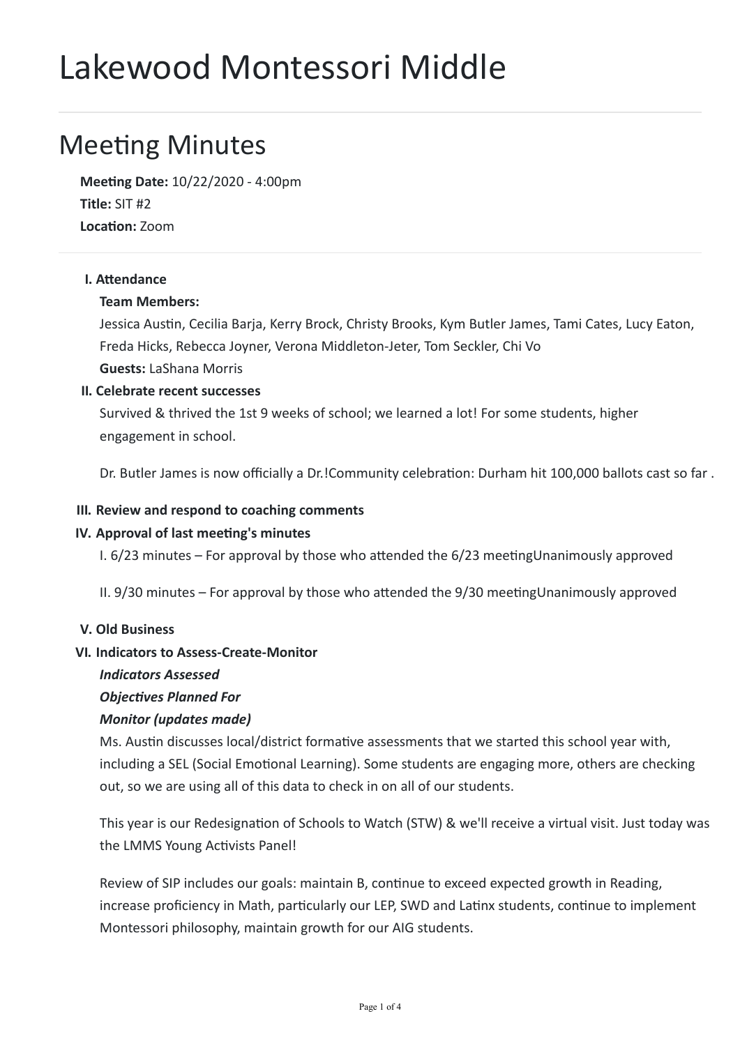# Lakewood Montessori Middle

## Meeting Minutes

**Meeting Date:** 10/22/2020 - 4:00pm
**Title:** SIT #2
**Location:** Zoom

**I. Attendance**

**Team Members:**
Jessica Austin, Cecilia Barja, Kerry Brock, Christy Brooks, Kym Butler James, Tami Cates, Lucy Eaton, Freda Hicks, Rebecca Joyner, Verona Middleton-Jeter, Tom Seckler, Chi Vo
**Guests:** LaShana Morris

**II. Celebrate recent successes**

Survived & thrived the 1st 9 weeks of school; we learned a lot! For some students, higher engagement in school.

Dr. Butler James is now officially a Dr.!Community celebration: Durham hit 100,000 ballots cast so far .

**III. Review and respond to coaching comments**

**IV. Approval of last meeting's minutes**

I. 6/23 minutes – For approval by those who attended the 6/23 meetingUnanimously approved

II. 9/30 minutes – For approval by those who attended the 9/30 meetingUnanimously approved

**V. Old Business**

**VI. Indicators to Assess-Create-Monitor**

***Indicators Assessed***

***Objectives Planned For***

***Monitor (updates made)***

Ms. Austin discusses local/district formative assessments that we started this school year with, including a SEL (Social Emotional Learning). Some students are engaging more, others are checking out, so we are using all of this data to check in on all of our students.

This year is our Redesignation of Schools to Watch (STW) & we'll receive a virtual visit. Just today was the LMMS Young Activists Panel!

Review of SIP includes our goals: maintain B, continue to exceed expected growth in Reading, increase proficiency in Math, particularly our LEP, SWD and Latinx students, continue to implement Montessori philosophy, maintain growth for our AIG students.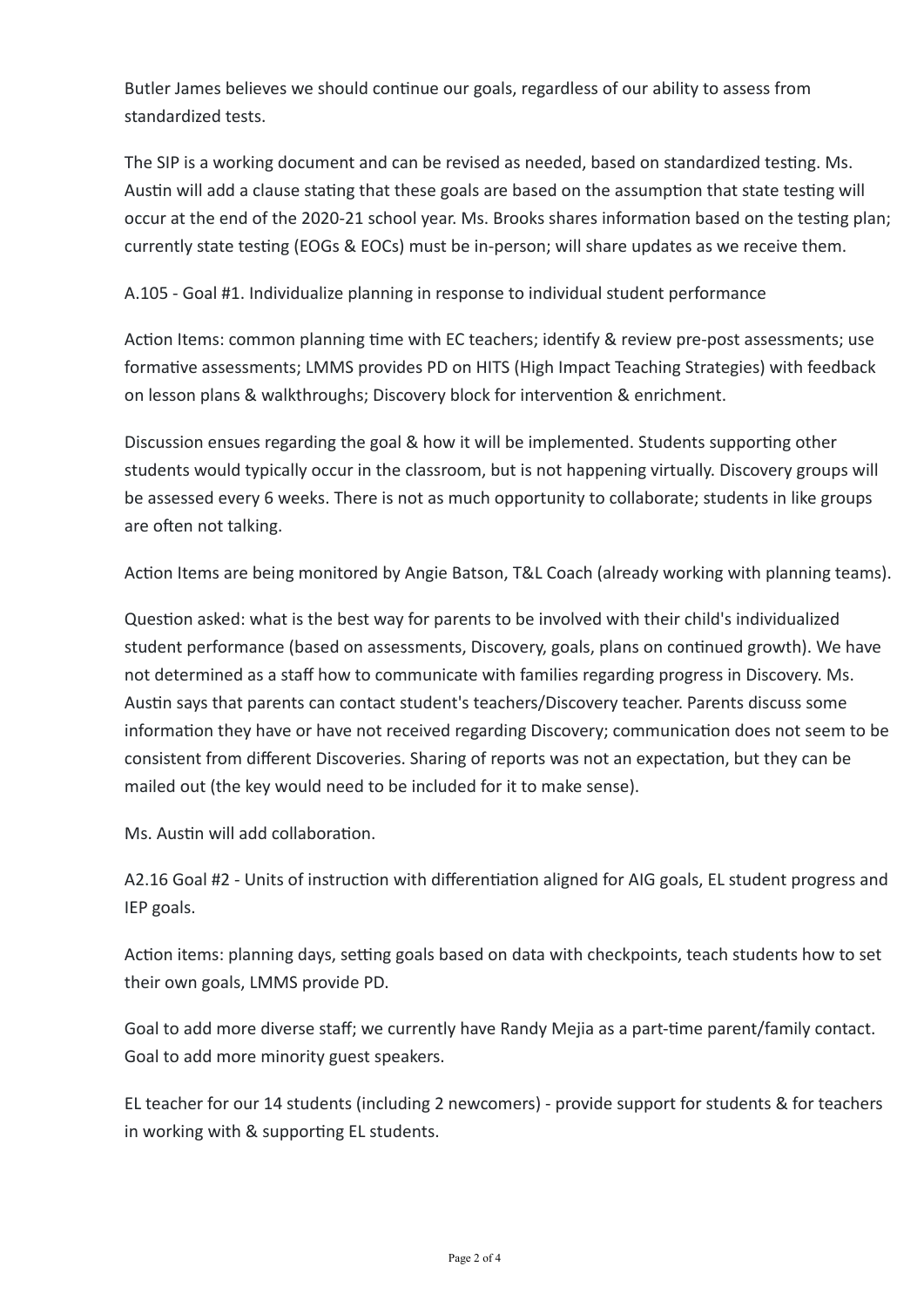Butler James believes we should continue our goals, regardless of our ability to assess from standardized tests.

The SIP is a working document and can be revised as needed, based on standardized testing. Ms. Austin will add a clause stating that these goals are based on the assumption that state testing will occur at the end of the 2020-21 school year. Ms. Brooks shares information based on the testing plan; currently state testing (EOGs & EOCs) must be in-person; will share updates as we receive them.

A.105 - Goal #1. Individualize planning in response to individual student performance

Action Items: common planning time with EC teachers; identify & review pre-post assessments; use formative assessments; LMMS provides PD on HITS (High Impact Teaching Strategies) with feedback on lesson plans & walkthroughs; Discovery block for intervention & enrichment.

Discussion ensues regarding the goal & how it will be implemented. Students supporting other students would typically occur in the classroom, but is not happening virtually. Discovery groups will be assessed every 6 weeks. There is not as much opportunity to collaborate; students in like groups are often not talking.

Action Items are being monitored by Angie Batson, T&L Coach (already working with planning teams).

Question asked: what is the best way for parents to be involved with their child's individualized student performance (based on assessments, Discovery, goals, plans on continued growth). We have not determined as a staff how to communicate with families regarding progress in Discovery. Ms. Austin says that parents can contact student's teachers/Discovery teacher. Parents discuss some information they have or have not received regarding Discovery; communication does not seem to be consistent from different Discoveries. Sharing of reports was not an expectation, but they can be mailed out (the key would need to be included for it to make sense).

Ms. Austin will add collaboration.

A2.16 Goal #2 - Units of instruction with differentiation aligned for AIG goals, EL student progress and IEP goals.

Action items: planning days, setting goals based on data with checkpoints, teach students how to set their own goals, LMMS provide PD.

Goal to add more diverse staff; we currently have Randy Mejia as a part-time parent/family contact. Goal to add more minority guest speakers.

EL teacher for our 14 students (including 2 newcomers) - provide support for students & for teachers in working with & supporting EL students.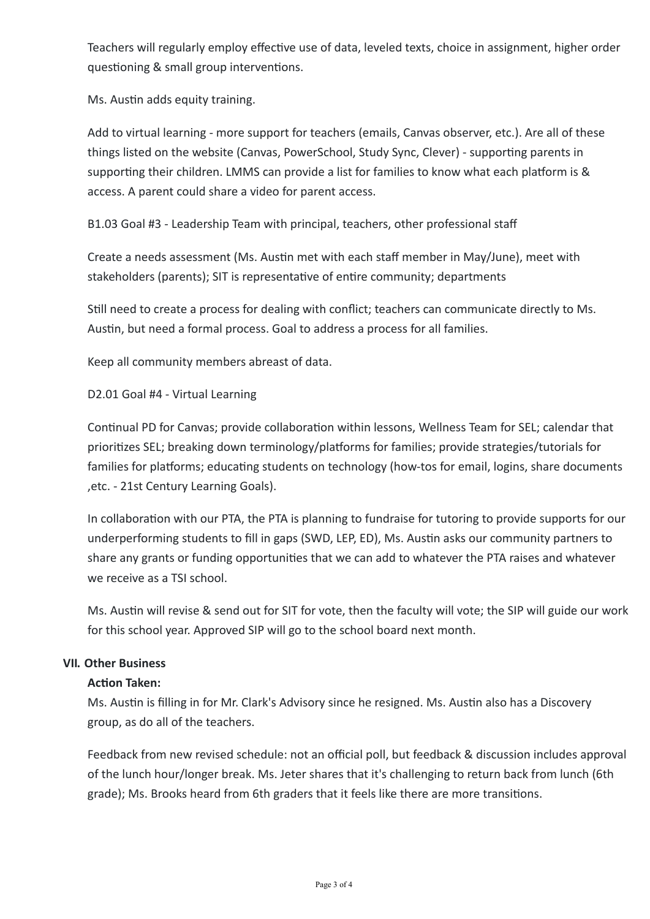Teachers will regularly employ effective use of data, leveled texts, choice in assignment, higher order questioning & small group interventions.

Ms. Austin adds equity training.

Add to virtual learning - more support for teachers (emails, Canvas observer, etc.). Are all of these things listed on the website (Canvas, PowerSchool, Study Sync, Clever) - supporting parents in supporting their children. LMMS can provide a list for families to know what each platform is & access. A parent could share a video for parent access.

B1.03 Goal #3 - Leadership Team with principal, teachers, other professional staff

Create a needs assessment (Ms. Austin met with each staff member in May/June), meet with stakeholders (parents); SIT is representative of entire community; departments

Still need to create a process for dealing with conflict; teachers can communicate directly to Ms. Austin, but need a formal process. Goal to address a process for all families.

Keep all community members abreast of data.

D2.01 Goal #4 - Virtual Learning

Continual PD for Canvas; provide collaboration within lessons, Wellness Team for SEL; calendar that prioritizes SEL; breaking down terminology/platforms for families; provide strategies/tutorials for families for platforms; educating students on technology (how-tos for email, logins, share documents ,etc. - 21st Century Learning Goals).

In collaboration with our PTA, the PTA is planning to fundraise for tutoring to provide supports for our underperforming students to fill in gaps (SWD, LEP, ED), Ms. Austin asks our community partners to share any grants or funding opportunities that we can add to whatever the PTA raises and whatever we receive as a TSI school.

Ms. Austin will revise & send out for SIT for vote, then the faculty will vote; the SIP will guide our work for this school year. Approved SIP will go to the school board next month.

## VII. Other Business

**Action Taken:**

Ms. Austin is filling in for Mr. Clark's Advisory since he resigned. Ms. Austin also has a Discovery group, as do all of the teachers.

Feedback from new revised schedule: not an official poll, but feedback & discussion includes approval of the lunch hour/longer break. Ms. Jeter shares that it's challenging to return back from lunch (6th grade); Ms. Brooks heard from 6th graders that it feels like there are more transitions.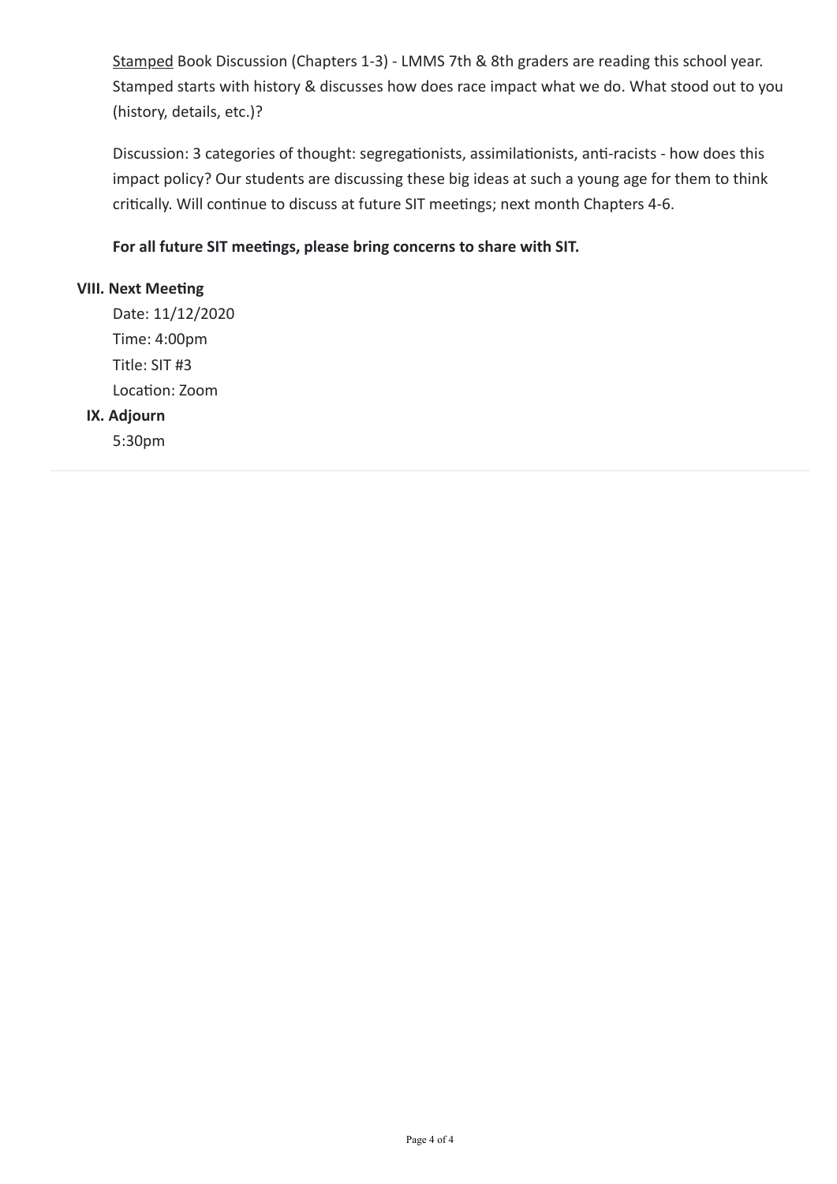Stamped Book Discussion (Chapters 1-3) - LMMS 7th & 8th graders are reading this school year. Stamped starts with history & discusses how does race impact what we do. What stood out to you (history, details, etc.)?

Discussion: 3 categories of thought: segregationists, assimilationists, anti-racists - how does this impact policy? Our students are discussing these big ideas at such a young age for them to think critically. Will continue to discuss at future SIT meetings; next month Chapters 4-6.

**For all future SIT meetings, please bring concerns to share with SIT.**

### VIII. Next Meeting

Date: 11/12/2020

Time: 4:00pm

Title: SIT #3

Location: Zoom

### IX. Adjourn

5:30pm